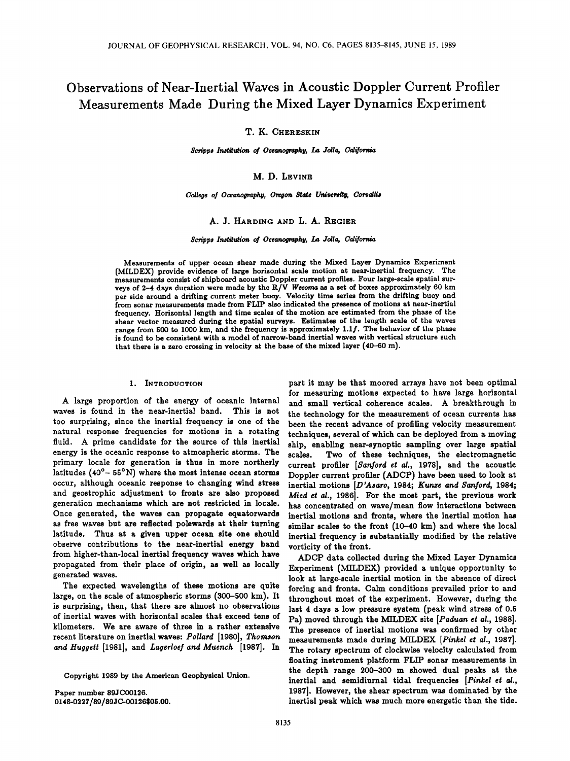# Observations of Near-Inertial Waves in Acoustic Doppler Current Profiler Measurements Made During the Mixed Layer Dynamics Experiment

T. K. CHERESKIN

*Scripps Institution of Oceanography, La Jolla, California*

M. D. LEVINE

*College of Oceanography, Oregon State University, Corvallis*

A. J. HARDING AND L. A. REGIER

*Scripps Institution of Oceanography, La Jolla, California*

Measurements of upper ocean shear made during the Mixed Layer Dynamics Experiment (MILDEX) provide evidence of large horizontal scale motion at near-inertial frequency. The measurements consist of shipboard acoustic Doppler current profiles. Four large-scale spatial surveys of 2–4 days duration were made by the R/V *Wecoma* as a set of boxes approximately 60 km per side around a drifting current meter buoy. Velocity time series from the drifting buoy and from sonar measurements made from FLIP also indicated the presence of motions at near-inertial frequency. Horizontal length and time scales of the motion are estimated from the phase of the shear vector measured during the spatial surveys. Estimates of the length scale of the waves range from 500 to 1000 km, and the frequency is approximately $1.1f$. The behavior of the phase is found to be consistent with a model of narrow-band inertial waves with vertical structure such that there is a zero crossing in velocity at the base of the mixed layer (40–60 m).

## 1. INTRODUCTION

A large proportion of the energy of oceanic internal waves is found in the near-inertial band. This is not too surprising, since the inertial frequency is one of the natural response frequencies for motions in a rotating fluid. A prime candidate for the source of this inertial energy is the oceanic response to atmospheric storms. The primary locale for generation is thus in more northerly latitudes (40°– 55°N) where the most intense ocean storms occur, although oceanic response to changing wind stress and geostrophic adjustment to fronts are also proposed generation mechanisms which are not restricted in locale. Once generated, the waves can propagate equatorwards as free waves but are reflected polewards at their turning latitude. Thus at a given upper ocean site one should observe contributions to the near-inertial energy band from higher-than-local inertial frequency waves which have propagated from their place of origin, as well as locally generated waves.

The expected wavelengths of these motions are quite large, on the scale of atmospheric storms (300–500 km). It is surprising, then, that there are almost no observations of inertial waves with horizontal scales that exceed tens of kilometers. We are aware of three in a rather extensive recent literature on inertial waves: *Pollard* [1980], *Thomson and Huggett* [1981], and *Lagerloef and Muench* [1987]. In part it may be that moored arrays have not been optimal for measuring motions expected to have large horizontal and small vertical coherence scales. A breakthrough in the technology for the measurement of ocean currents has been the recent advance of profiling velocity measurement techniques, several of which can be deployed from a moving ship, enabling near-synoptic sampling over large spatial scales. Two of these techniques, the electromagnetic current profiler [*Sanford et al.*, 1978], and the acoustic Doppler current profiler (ADCP) have been used to look at inertial motions [*D'Asaro*, 1984; *Kunze and Sanford*, 1984; *Mied et al.*, 1986]. For the most part, the previous work has concentrated on wave/mean flow interactions between inertial motions and fronts, where the inertial motion has similar scales to the front (10–40 km) and where the local inertial frequency is substantially modified by the relative vorticity of the front.

ADCP data collected during the Mixed Layer Dynamics Experiment (MILDEX) provided a unique opportunity to look at large-scale inertial motion in the absence of direct forcing and fronts. Calm conditions prevailed prior to and throughout most of the experiment. However, during the last 4 days a low pressure system (peak wind stress of 0.5 Pa) moved through the MILDEX site [*Paduan et al.*, 1988]. The presence of inertial motions was confirmed by other measurements made during MILDEX [*Pinkel et al.*, 1987]. The rotary spectrum of clockwise velocity calculated from floating instrument platform FLIP sonar measurements in the depth range 200–300 m showed dual peaks at the inertial and semidiurnal tidal frequencies [*Pinkel et al.*, 1987]. However, the shear spectrum was dominated by the inertial peak which was much more energetic than the tide.

Copyright 1989 by the American Geophysical Union.

Paper number 89JC00126.
0148-0227/89/89JC-00126$05.00.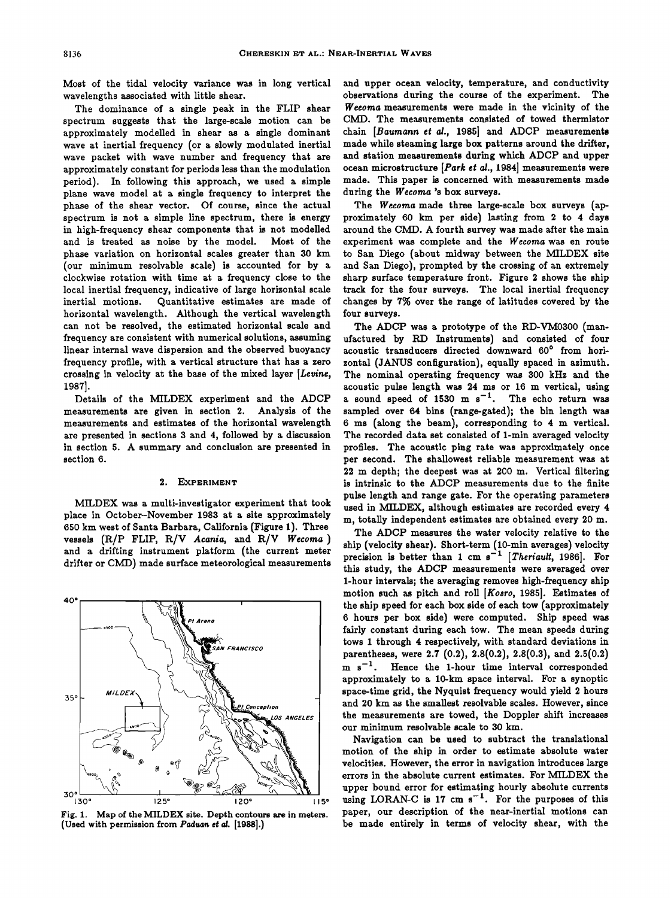Most of the tidal velocity variance was in long vertical wavelengths associated with little shear.

The dominance of a single peak in the FLIP shear spectrum suggests that the large-scale motion can be approximately modelled in shear as a single dominant wave at inertial frequency (or a slowly modulated inertial wave packet with wave number and frequency that are approximately constant for periods less than the modulation period). In following this approach, we used a simple plane wave model at a single frequency to interpret the phase of the shear vector. Of course, since the actual spectrum is not a simple line spectrum, there is energy in high-frequency shear components that is not modelled and is treated as noise by the model. Most of the phase variation on horizontal scales greater than 30 km (our minimum resolvable scale) is accounted for by a clockwise rotation with time at a frequency close to the local inertial frequency, indicative of large horizontal scale inertial motions. Quantitative estimates are made of horizontal wavelength. Although the vertical wavelength can not be resolved, the estimated horizontal scale and frequency are consistent with numerical solutions, assuming linear internal wave dispersion and the observed buoyancy frequency profile, with a vertical structure that has a zero crossing in velocity at the base of the mixed layer [*Levine*, 1987].

Details of the MILDEX experiment and the ADCP measurements are given in section 2. Analysis of the measurements and estimates of the horizontal wavelength are presented in sections 3 and 4, followed by a discussion in section 5. A summary and conclusion are presented in section 6.

## 2. Experiment

MILDEX was a multi-investigator experiment that took place in October–November 1983 at a site approximately 650 km west of Santa Barbara, California (Figure 1). Three vessels (R/P *FLIP*, R/V *Acania*, and R/V *Wecoma*) and a drifting instrument platform (the current meter drifter or CMD) made surface meteorological measurements and upper ocean velocity, temperature, and conductivity observations during the course of the experiment. The *Wecoma* measurements were made in the vicinity of the CMD. The measurements consisted of towed thermistor chain [*Baumann et al.*, 1985] and ADCP measurements made while steaming large box patterns around the drifter, and station measurements during which ADCP and upper ocean microstructure [*Park et al.*, 1984] measurements were made. This paper is concerned with measurements made during the *Wecoma* 's box surveys.

Fig. 1. Map of the MILDEX site. Depth contours are in meters. (Used with permission from *Paduan et al.* [1988].)

The *Wecoma* made three large-scale box surveys (approximately 60 km per side) lasting from 2 to 4 days around the CMD. A fourth survey was made after the main experiment was complete and the *Wecoma* was en route to San Diego (about midway between the MILDEX site and San Diego), prompted by the crossing of an extremely sharp surface temperature front. Figure 2 shows the ship track for the four surveys. The local inertial frequency changes by 7% over the range of latitudes covered by the four surveys.

The ADCP was a prototype of the RD-VM0300 (manufactured by RD Instruments) and consisted of four acoustic transducers directed downward 60° from horizontal (JANUS configuration), equally spaced in azimuth. The nominal operating frequency was 300 kHz and the acoustic pulse length was 24 ms or 16 m vertical, using a sound speed of 1530 m $s^{-1}$. The echo return was sampled over 64 bins (range-gated); the bin length was 6 ms (along the beam), corresponding to 4 m vertical. The recorded data set consisted of 1-min averaged velocity profiles. The acoustic ping rate was approximately once per second. The shallowest reliable measurement was at 22 m depth; the deepest was at 200 m. Vertical filtering is intrinsic to the ADCP measurements due to the finite pulse length and range gate. For the operating parameters used in MILDEX, although estimates are recorded every 4 m, totally independent estimates are obtained every 20 m.

The ADCP measures the water velocity relative to the ship (velocity shear). Short-term (10-min averages) velocity precision is better than 1 cm $s^{-1}$ [*Theriault*, 1986]. For this study, the ADCP measurements were averaged over 1-hour intervals; the averaging removes high-frequency ship motion such as pitch and roll [*Kosro*, 1985]. Estimates of the ship speed for each box side of each tow (approximately 6 hours per box side) were computed. Ship speed was fairly constant during each tow. The mean speeds during tows 1 through 4 respectively, with standard deviations in parentheses, were 2.7 (0.2), 2.8(0.2), 2.8(0.3), and 2.5(0.2) m $s^{-1}$. Hence the 1-hour time interval corresponded approximately to a 10-km space interval. For a synoptic space-time grid, the Nyquist frequency would yield 2 hours and 20 km as the smallest resolvable scales. However, since the measurements are towed, the Doppler shift increases our minimum resolvable scale to 30 km.

Navigation can be used to subtract the translational motion of the ship in order to estimate absolute water velocities. However, the error in navigation introduces large errors in the absolute current estimates. For MILDEX the upper bound error for estimating hourly absolute currents using LORAN-C is 17 cm $s^{-1}$. For the purposes of this paper, our description of the near-inertial motions can be made entirely in terms of velocity shear, with the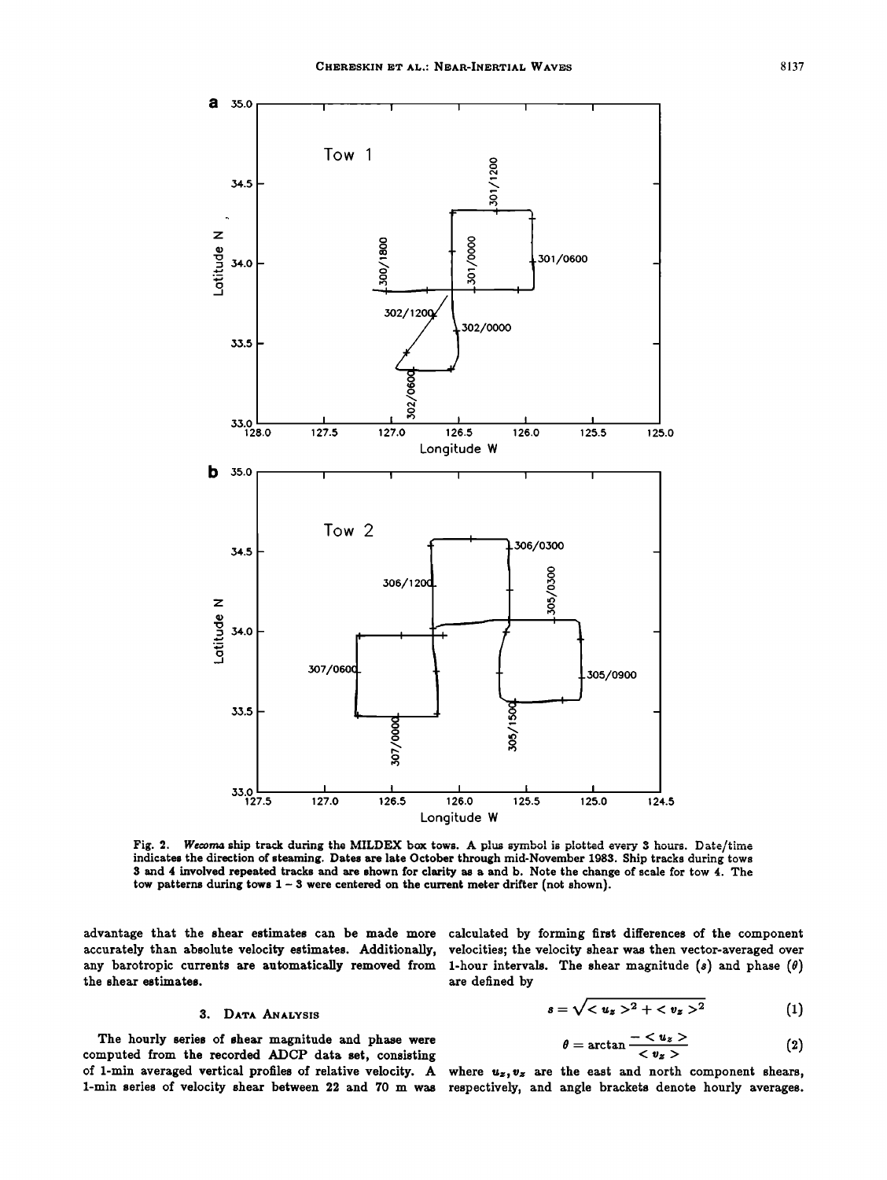Fig. 2. *Wecoma* ship track during the MILDEX box tows. A plus symbol is plotted every 3 hours. Date/time indicates the direction of steaming. Dates are late October through mid-November 1983. Ship tracks during tows 3 and 4 involved repeated tracks and are shown for clarity as a and b. Note the change of scale for tow 4. The tow patterns during tows 1 – 3 were centered on the current meter drifter (not shown).

advantage that the shear estimates can be made more accurately than absolute velocity estimates. Additionally, any barotropic currents are automatically removed from the shear estimates.

## 3. Data Analysis

The hourly series of shear magnitude and phase were computed from the recorded ADCP data set, consisting of 1-min averaged vertical profiles of relative velocity. A 1-min series of velocity shear between 22 and 70 m was calculated by forming first differences of the component velocities; the velocity shear was then vector-averaged over 1-hour intervals. The shear magnitude ($s$) and phase ($\theta$) are defined by

$$s = \sqrt{< u_z >^2 + < v_z >^2} \tag{1}$$

$$\theta = \arctan \frac{- < u_z >}{< v_z >} \tag{2}$$

where $u_z, v_z$ are the east and north component shears, respectively, and angle brackets denote hourly averages.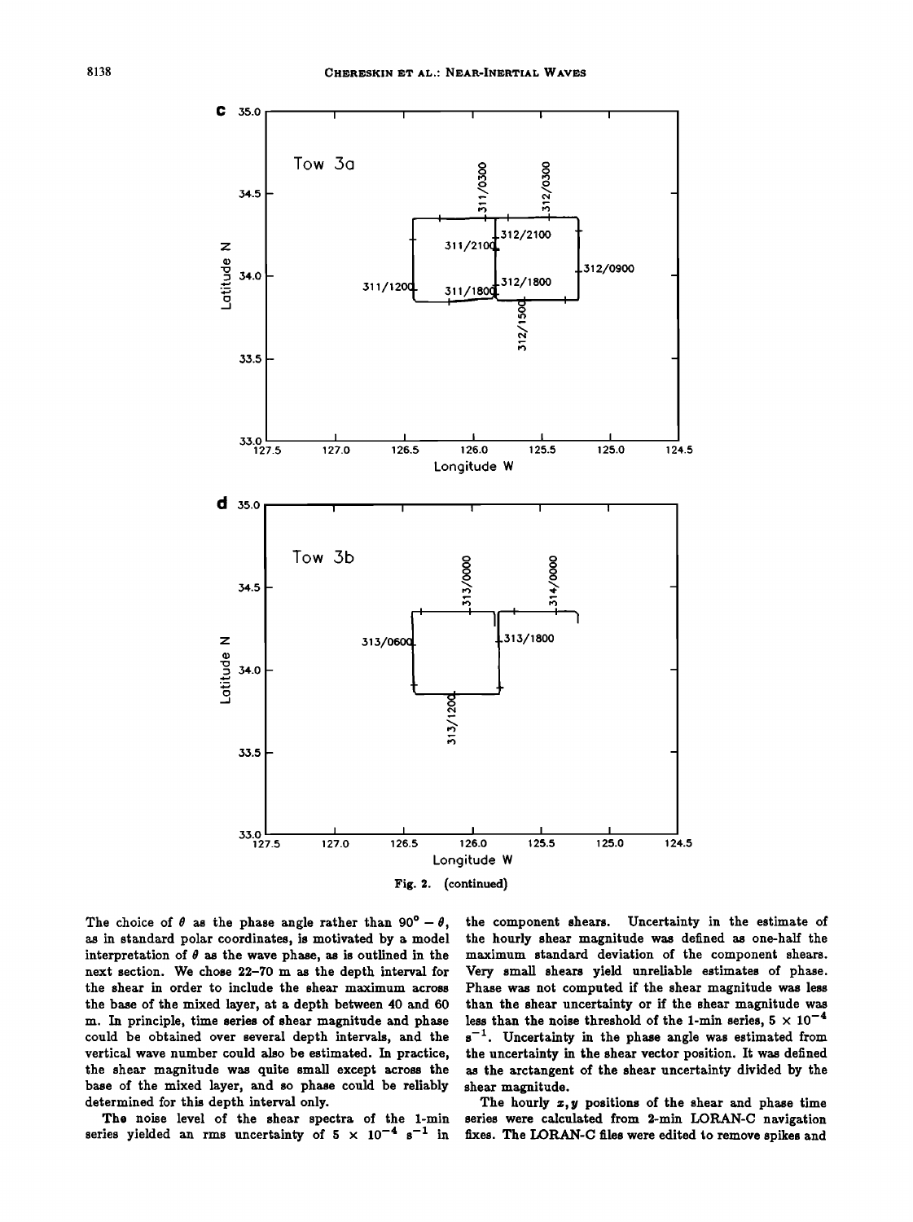Fig. 2. (continued)

The choice of $\theta$ as the phase angle rather than $90° - \theta$, as in standard polar coordinates, is motivated by a model interpretation of $\theta$ as the wave phase, as is outlined in the next section. We chose 22–70 m as the depth interval for the shear in order to include the shear maximum across the base of the mixed layer, at a depth between 40 and 60 m. In principle, time series of shear magnitude and phase could be obtained over several depth intervals, and the vertical wave number could also be estimated. In practice, the shear magnitude was quite small except across the base of the mixed layer, and so phase could be reliably determined for this depth interval only.

The noise level of the shear spectra of the 1-min series yielded an rms uncertainty of $5 \times 10^{-4}$ s$^{-1}$ in the component shears. Uncertainty in the estimate of the hourly shear magnitude was defined as one-half the maximum standard deviation of the component shears. Very small shears yield unreliable estimates of phase. Phase was not computed if the shear magnitude was less than the shear uncertainty or if the shear magnitude was less than the noise threshold of the 1-min series, $5 \times 10^{-4}$ s$^{-1}$. Uncertainty in the phase angle was estimated from the uncertainty in the shear vector position. It was defined as the arctangent of the shear uncertainty divided by the shear magnitude.

The hourly $x, y$ positions of the shear and phase time series were calculated from 2-min LORAN-C navigation fixes. The LORAN-C files were edited to remove spikes and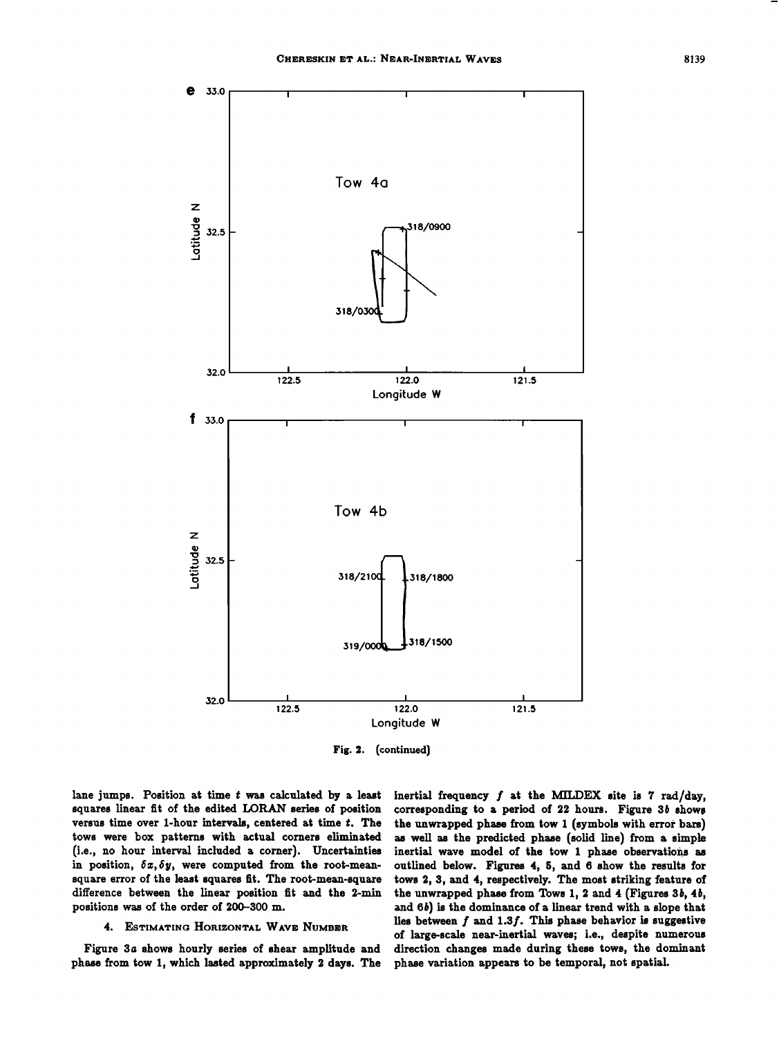Fig. 2. (continued)

lane jumps. Position at time $t$ was calculated by a least squares linear fit of the edited LORAN series of position versus time over 1-hour intervals, centered at time $t$. The tows were box patterns with actual corners eliminated (i.e., no hour interval included a corner). Uncertainties in position, $\delta x, \delta y$, were computed from the root-mean-square error of the least squares fit. The root-mean-square difference between the linear position fit and the 2-min positions was of the order of 200–300 m.

## 4. Estimating Horizontal Wave Number

Figure 3*a* shows hourly series of shear amplitude and phase from tow 1, which lasted approximately 2 days. The inertial frequency $f$ at the MILDEX site is 7 rad/day, corresponding to a period of 22 hours. Figure 3*b* shows the unwrapped phase from tow 1 (symbols with error bars) as well as the predicted phase (solid line) from a simple inertial wave model of the tow 1 phase observations as outlined below. Figures 4, 5, and 6 show the results for tows 2, 3, and 4, respectively. The most striking feature of the unwrapped phase from Tows 1, 2 and 4 (Figures 3*b*, 4*b*, and 6*b*) is the dominance of a linear trend with a slope that lies between $f$ and $1.3f$. This phase behavior is suggestive of large-scale near-inertial waves; i.e., despite numerous direction changes made during these tows, the dominant phase variation appears to be temporal, not spatial.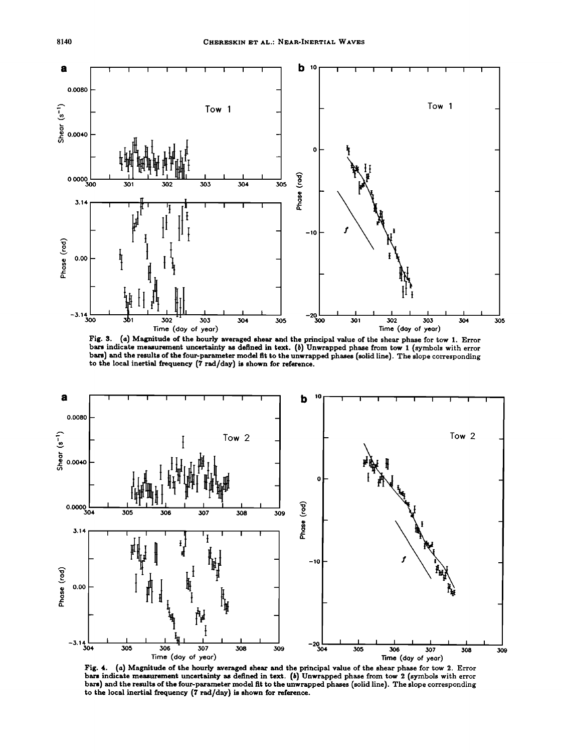Fig. 3. (*a*) Magnitude of the hourly averaged shear and the principal value of the shear phase for tow 1. Error bars indicate measurement uncertainty as defined in text. (*b*) Unwrapped phase from tow 1 (symbols with error bars) and the results of the four-parameter model fit to the unwrapped phases (solid line). The slope corresponding to the local inertial frequency (7 rad/day) is shown for reference.

Fig. 4. (*a*) Magnitude of the hourly averaged shear and the principal value of the shear phase for tow 2. Error bars indicate measurement uncertainty as defined in text. (*b*) Unwrapped phase from tow 2 (symbols with error bars) and the results of the four-parameter model fit to the unwrapped phases (solid line). The slope corresponding to the local inertial frequency (7 rad/day) is shown for reference.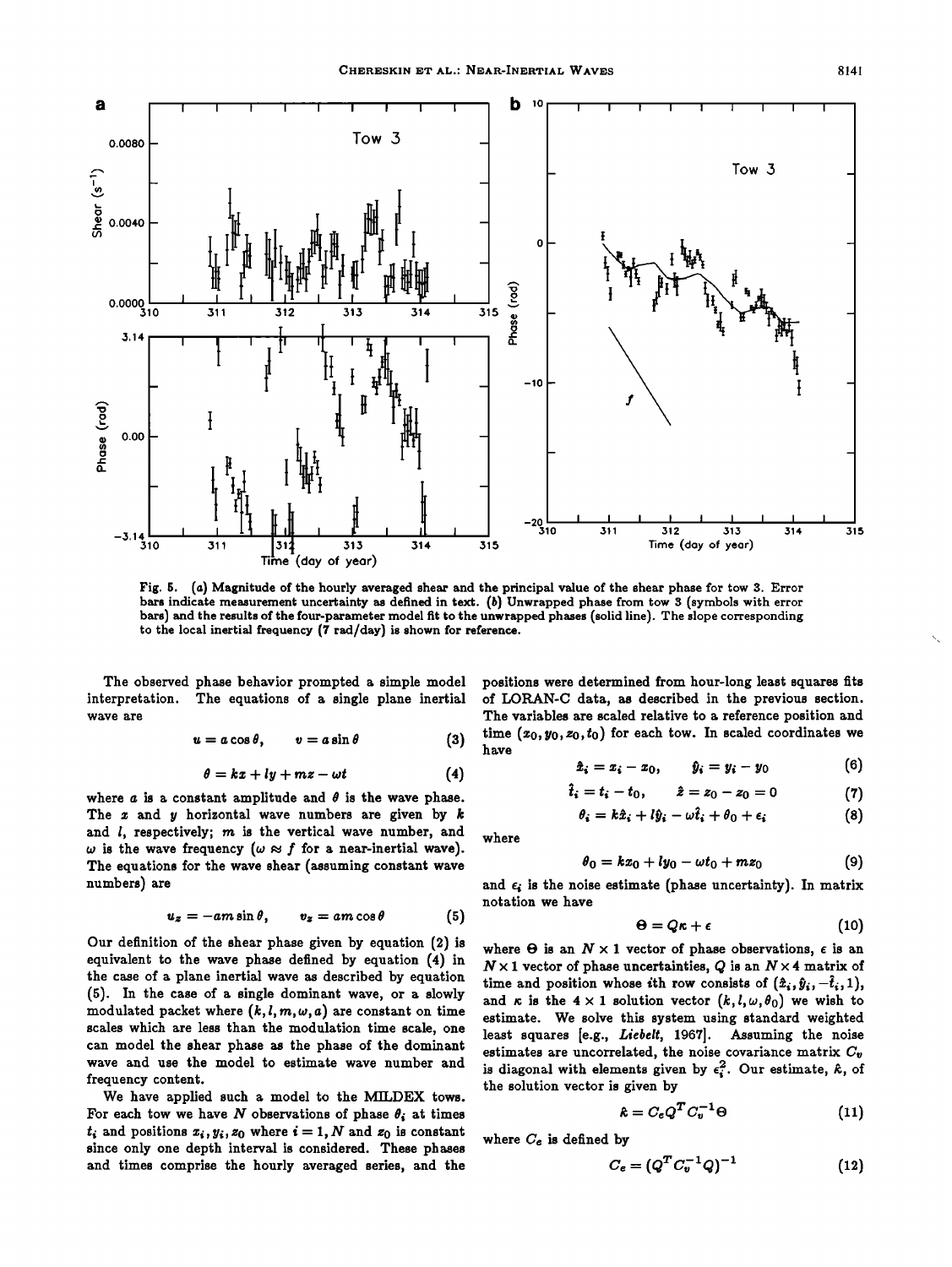Fig. 5. (a) Magnitude of the hourly averaged shear and the principal value of the shear phase for tow 3. Error bars indicate measurement uncertainty as defined in text. (b) Unwrapped phase from tow 3 (symbols with error bars) and the results of the four-parameter model fit to the unwrapped phases (solid line). The slope corresponding to the local inertial frequency (7 rad/day) is shown for reference.

The observed phase behavior prompted a simple model interpretation. The equations of a single plane inertial wave are

$$u = a\cos\theta, \qquad v = a\sin\theta \tag{3}$$

$$\theta = kx + ly + mz - \omega t \tag{4}$$

where $a$ is a constant amplitude and $\theta$ is the wave phase. The $x$ and $y$ horizontal wave numbers are given by $k$ and $l$, respectively; $m$ is the vertical wave number, and $\omega$ is the wave frequency ($\omega \approx f$ for a near-inertial wave). The equations for the wave shear (assuming constant wave numbers) are

$$u_z = -am\sin\theta, \qquad v_z = am\cos\theta \tag{5}$$

Our definition of the shear phase given by equation (2) is equivalent to the wave phase defined by equation (4) in the case of a plane inertial wave as described by equation (5). In the case of a single dominant wave, or a slowly modulated packet where $(k, l, m, \omega, a)$ are constant on time scales which are less than the modulation time scale, one can model the shear phase as the phase of the dominant wave and use the model to estimate wave number and frequency content.

We have applied such a model to the MILDEX tows. For each tow we have $N$ observations of phase $\theta_i$ at times $t_i$ and positions $x_i, y_i, z_0$ where $i = 1, N$ and $z_0$ is constant since only one depth interval is considered. These phases and times comprise the hourly averaged series, and the positions were determined from hour-long least squares fits of LORAN-C data, as described in the previous section. The variables are scaled relative to a reference position and time $(x_0, y_0, z_0, t_0)$ for each tow. In scaled coordinates we have

$$\hat{x}_i = x_i - x_0, \qquad \hat{y}_i = y_i - y_0 \tag{6}$$

$$\hat{t}_i = t_i - t_0, \qquad \hat{z} = z_0 - z_0 = 0 \tag{7}$$

$$\theta_i = k\hat{x}_i + l\hat{y}_i - \omega\hat{t}_i + \theta_0 + \epsilon_i \tag{8}$$

where

$$\theta_0 = kx_0 + ly_0 - \omega t_0 + mz_0 \tag{9}$$

and $\epsilon_i$ is the noise estimate (phase uncertainty). In matrix notation we have

$$\Theta = Q\kappa + \epsilon \tag{10}$$

where $\Theta$ is an $N \times 1$ vector of phase observations, $\epsilon$ is an $N \times 1$ vector of phase uncertainties, $Q$ is an $N \times 4$ matrix of time and position whose $i$th row consists of $(\hat{x}_i, \hat{y}_i, -\hat{t}_i, 1)$, and $\kappa$ is the $4 \times 1$ solution vector $(k, l, \omega, \theta_0)$ we wish to estimate. We solve this system using standard weighted least squares [e.g., *Liebelt*, 1967]. Assuming the noise estimates are uncorrelated, the noise covariance matrix $C_v$ is diagonal with elements given by $\epsilon_i^2$. Our estimate, $\hat{\kappa}$, of the solution vector is given by

$$\hat{\kappa} = C_e Q^T C_v^{-1} \Theta \tag{11}$$

where $C_e$ is defined by

$$C_e = (Q^T C_v^{-1} Q)^{-1} \tag{12}$$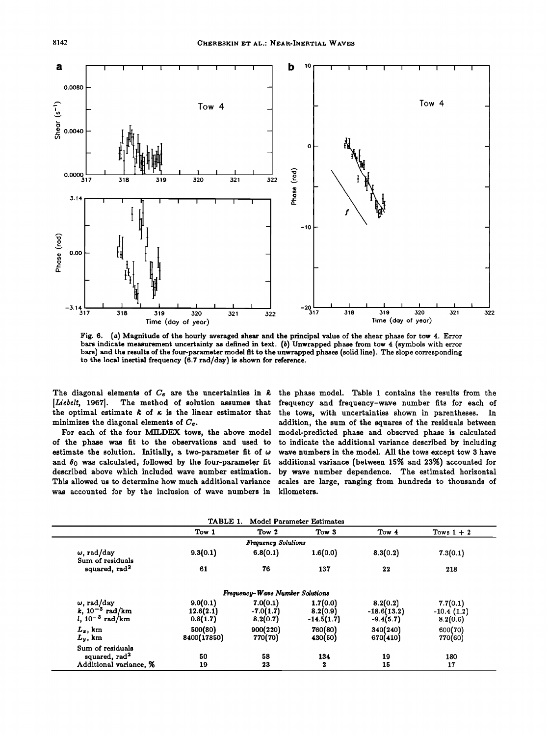Fig. 6. (*a*) Magnitude of the hourly averaged shear and the principal value of the shear phase for tow 4. Error bars indicate measurement uncertainty as defined in text. (*b*) Unwrapped phase from tow 4 (symbols with error bars) and the results of the four-parameter model fit to the unwrapped phases (solid line). The slope corresponding to the local inertial frequency (6.7 rad/day) is shown for reference.

The diagonal elements of $C_e$ are the uncertainties in $\hat{\kappa}$ [*Liebelt*, 1967]. The method of solution assumes that the optimal estimate $\hat{\kappa}$ of $\kappa$ is the linear estimator that minimizes the diagonal elements of $C_e$.

For each of the four MILDEX tows, the above model of the phase was fit to the observations and used to estimate the solution. Initially, a two-parameter fit of $\omega$ and $\theta_0$ was calculated, followed by the four-parameter fit described above which included wave number estimation. This allowed us to determine how much additional variance was accounted for by the inclusion of wave numbers in the phase model. Table 1 contains the results from the frequency and frequency–wave number fits for each of the tows, with uncertainties shown in parentheses. In addition, the sum of the squares of the residuals between model-predicted phase and observed phase is calculated to indicate the additional variance described by including wave numbers in the model. All the tows except tow 3 have additional variance (between 15% and 23%) accounted for by wave number dependence. The estimated horizontal scales are large, ranging from hundreds to thousands of kilometers.

TABLE 1. Model Parameter Estimates

| | Tow 1 | Tow 2 | Tow 3 | Tow 4 | Tows 1 + 2 |
|---|---|---|---|---|---|
| *Frequency Solutions* | | | | | |
| $\omega$, rad/day | 9.3(0.1) | 6.8(0.1) | 1.6(0.0) | 8.3(0.2) | 7.3(0.1) |
| Sum of residuals squared, rad$^2$ | 61 | 76 | 137 | 22 | 218 |
| *Frequency–Wave Number Solutions* | | | | | |
| $\omega$, rad/day | 9.0(0.1) | 7.0(0.1) | 1.7(0.0) | 8.2(0.2) | 7.7(0.1) |
| $k$, $10^{-3}$ rad/km | 12.6(2.1) | -7.0(1.7) | 8.2(0.9) | -18.6(13.2) | -10.4 (1.2) |
| $l$, $10^{-3}$ rad/km | 0.8(1.7) | 8.2(0.7) | -14.5(1.7) | -9.4(5.7) | 8.2(0.6) |
| $L_x$, km | 500(80) | 900(220) | 760(80) | 340(240) | 600(70) |
| $L_y$, km | 8400(17850) | 770(70) | 430(50) | 670(410) | 770(60) |
| Sum of residuals squared, rad$^2$ | 50 | 58 | 134 | 19 | 180 |
| Additional variance, % | 19 | 23 | 2 | 15 | 17 |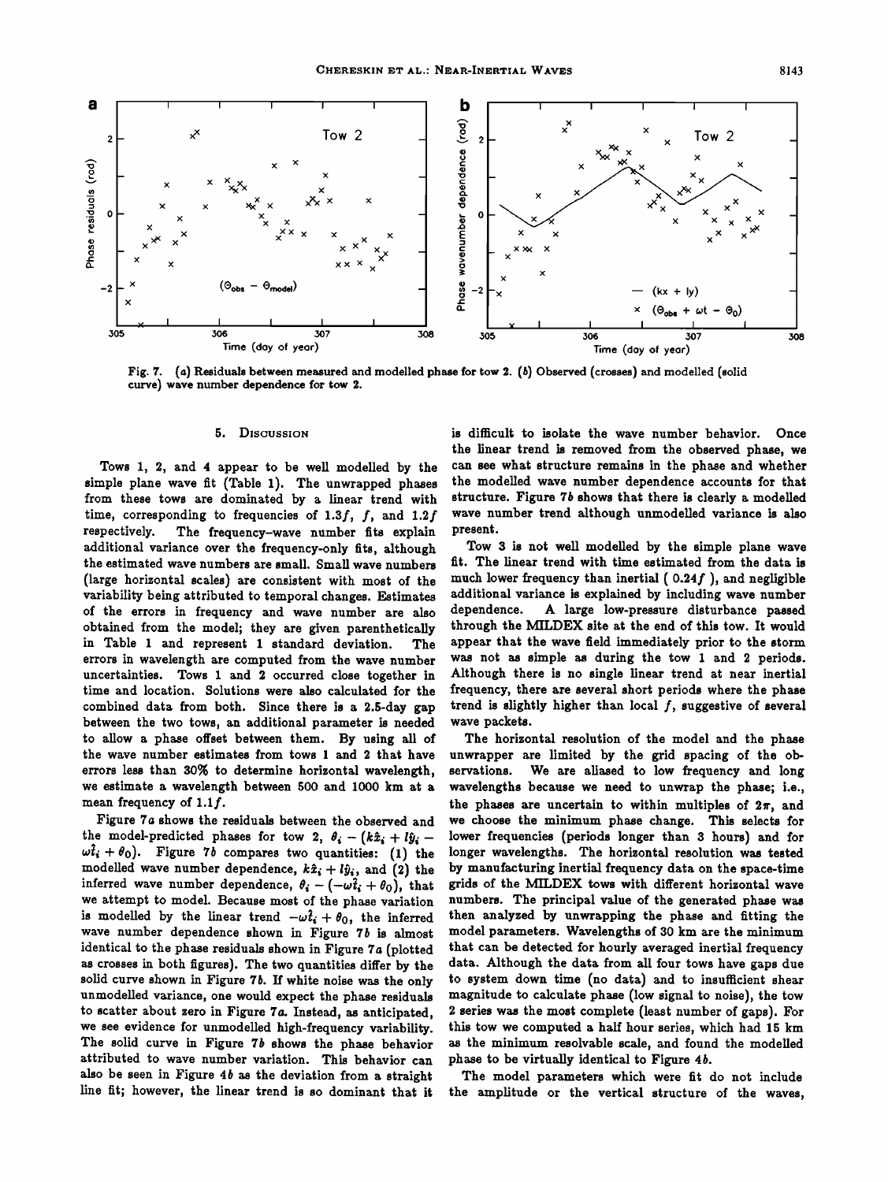Fig. 7. (*a*) Residuals between measured and modelled phase for tow 2. (*b*) Observed (crosses) and modelled (solid curve) wave number dependence for tow 2.

## 5. Discussion

Tows 1, 2, and 4 appear to be well modelled by the simple plane wave fit (Table 1). The unwrapped phases from these tows are dominated by a linear trend with time, corresponding to frequencies of $1.3f$, $f$, and $1.2f$ respectively. The frequency–wave number fits explain additional variance over the frequency-only fits, although the estimated wave numbers are small. Small wave numbers (large horizontal scales) are consistent with most of the variability being attributed to temporal changes. Estimates of the errors in frequency and wave number are also obtained from the model; they are given parenthetically in Table 1 and represent 1 standard deviation. The errors in wavelength are computed from the wave number uncertainties. Tows 1 and 2 occurred close together in time and location. Solutions were also calculated for the combined data from both. Since there is a 2.5-day gap between the two tows, an additional parameter is needed to allow a phase offset between them. By using all of the wave number estimates from tows 1 and 2 that have errors less than 30% to determine horizontal wavelength, we estimate a wavelength between 500 and 1000 km at a mean frequency of $1.1f$.

Figure 7*a* shows the residuals between the observed and the model-predicted phases for tow 2, $\theta_i - (k\hat{x}_i + l\hat{y}_i - \omega\hat{t}_i + \theta_0)$. Figure 7*b* compares two quantities: (1) the modelled wave number dependence, $k\hat{x}_i + l\hat{y}_i$, and (2) the inferred wave number dependence, $\theta_i - (-\omega\hat{t}_i + \theta_0)$, that we attempt to model. Because most of the phase variation is modelled by the linear trend $-\omega\hat{t}_i + \theta_0$, the inferred wave number dependence shown in Figure 7*b* is almost identical to the phase residuals shown in Figure 7*a* (plotted as crosses in both figures). The two quantities differ by the solid curve shown in Figure 7*b*. If white noise was the only unmodelled variance, one would expect the phase residuals to scatter about zero in Figure 7*a*. Instead, as anticipated, we see evidence for unmodelled high-frequency variability. The solid curve in Figure 7*b* shows the phase behavior attributed to wave number variation. This behavior can also be seen in Figure 4*b* as the deviation from a straight line fit; however, the linear trend is so dominant that it is difficult to isolate the wave number behavior. Once the linear trend is removed from the observed phase, we can see what structure remains in the phase and whether the modelled wave number dependence accounts for that structure. Figure 7*b* shows that there is clearly a modelled wave number trend although unmodelled variance is also present.

Tow 3 is not well modelled by the simple plane wave fit. The linear trend with time estimated from the data is much lower frequency than inertial ( $0.24f$ ), and negligible additional variance is explained by including wave number dependence. A large low-pressure disturbance passed through the MILDEX site at the end of this tow. It would appear that the wave field immediately prior to the storm was not as simple as during the tow 1 and 2 periods. Although there is no single linear trend at near inertial frequency, there are several short periods where the phase trend is slightly higher than local $f$, suggestive of several wave packets.

The horizontal resolution of the model and the phase unwrapper are limited by the grid spacing of the observations. We are aliased to low frequency and long wavelengths because we need to unwrap the phase; i.e., the phases are uncertain to within multiples of $2\pi$, and we choose the minimum phase change. This selects for lower frequencies (periods longer than 3 hours) and for longer wavelengths. The horizontal resolution was tested by manufacturing inertial frequency data on the space-time grids of the MILDEX tows with different horizontal wave numbers. The principal value of the generated phase was then analyzed by unwrapping the phase and fitting the model parameters. Wavelengths of 30 km are the minimum that can be detected for hourly averaged inertial frequency data. Although the data from all four tows have gaps due to system down time (no data) and to insufficient shear magnitude to calculate phase (low signal to noise), the tow 2 series was the most complete (least number of gaps). For this tow we computed a half hour series, which had 15 km as the minimum resolvable scale, and found the modelled phase to be virtually identical to Figure 4*b*.

The model parameters which were fit do not include the amplitude or the vertical structure of the waves,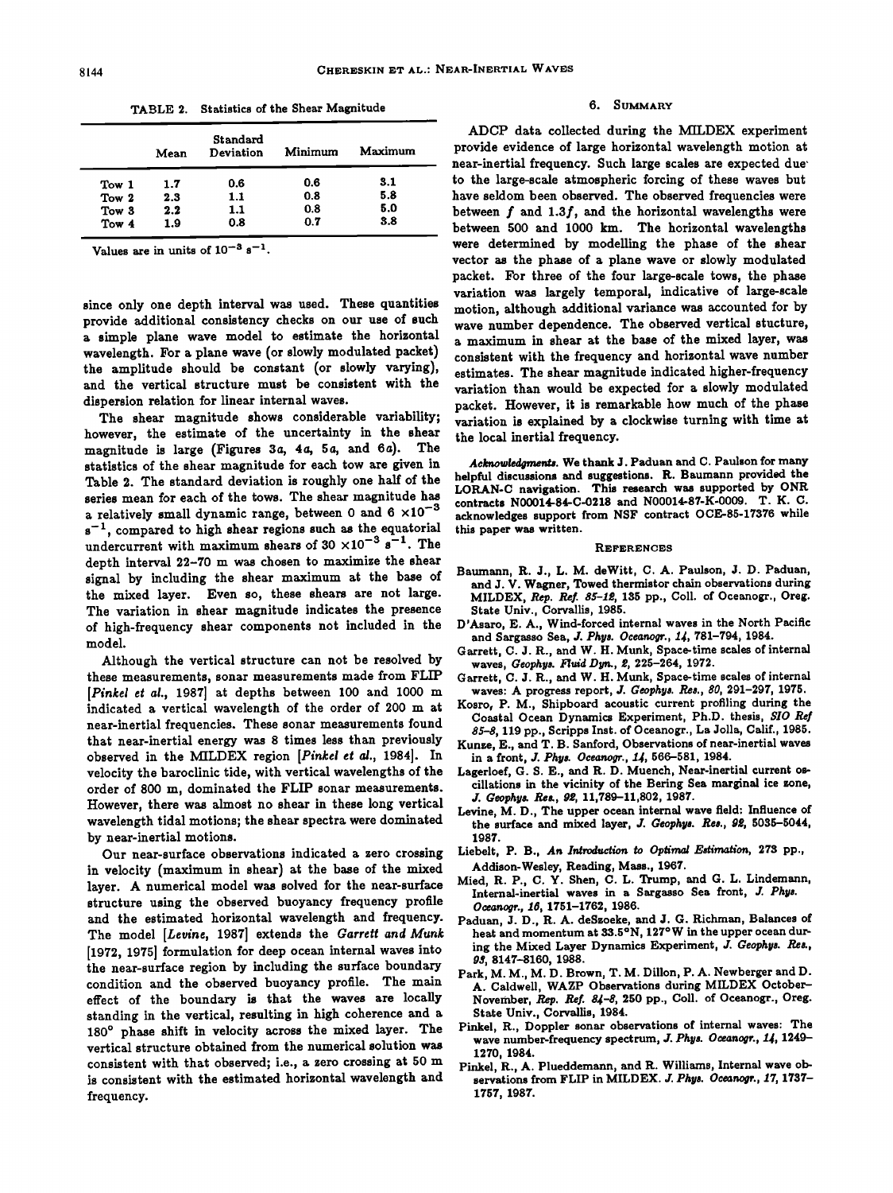TABLE 2. Statistics of the Shear Magnitude

| | Mean | Standard Deviation | Minimum | Maximum |
|---|---|---|---|---|
| Tow 1 | 1.7 | 0.6 | 0.6 | 3.1 |
| Tow 2 | 2.3 | 1.1 | 0.8 | 5.8 |
| Tow 3 | 2.2 | 1.1 | 0.8 | 5.0 |
| Tow 4 | 1.9 | 0.8 | 0.7 | 3.8 |

Values are in units of $10^{-3}$ s$^{-1}$.

since only one depth interval was used. These quantities provide additional consistency checks on our use of such a simple plane wave model to estimate the horizontal wavelength. For a plane wave (or slowly modulated packet) the amplitude should be constant (or slowly varying), and the vertical structure must be consistent with the dispersion relation for linear internal waves.

The shear magnitude shows considerable variability; however, the estimate of the uncertainty in the shear magnitude is large (Figures 3*a*, 4*a*, 5*a*, and 6*a*). The statistics of the shear magnitude for each tow are given in Table 2. The standard deviation is roughly one half of the series mean for each of the tows. The shear magnitude has a relatively small dynamic range, between 0 and $6 \times 10^{-3}$ s$^{-1}$, compared to high shear regions such as the equatorial undercurrent with maximum shears of $30 \times 10^{-3}$ s$^{-1}$. The depth interval 22–70 m was chosen to maximize the shear signal by including the shear maximum at the base of the mixed layer. Even so, these shears are not large. The variation in shear magnitude indicates the presence of high-frequency shear components not included in the model.

Although the vertical structure can not be resolved by these measurements, sonar measurements made from FLIP [*Pinkel et al.*, 1987] at depths between 100 and 1000 m indicated a vertical wavelength of the order of 200 m at near-inertial frequencies. These sonar measurements found that near-inertial energy was 8 times less than previously observed in the MILDEX region [*Pinkel et al.*, 1984]. In velocity the baroclinic tide, with vertical wavelengths of the order of 800 m, dominated the FLIP sonar measurements. However, there was almost no shear in these long vertical wavelength tidal motions; the shear spectra were dominated by near-inertial motions.

Our near-surface observations indicated a zero crossing in velocity (maximum in shear) at the base of the mixed layer. A numerical model was solved for the near-surface structure using the observed buoyancy frequency profile and the estimated horizontal wavelength and frequency. The model [*Levine*, 1987] extends the *Garrett and Munk* [1972, 1975] formulation for deep ocean internal waves into the near-surface region by including the surface boundary condition and the observed buoyancy profile. The main effect of the boundary is that the waves are locally standing in the vertical, resulting in high coherence and a 180° phase shift in velocity across the mixed layer. The vertical structure obtained from the numerical solution was consistent with that observed; i.e., a zero crossing at 50 m is consistent with the estimated horizontal wavelength and frequency.

## 6. Summary

ADCP data collected during the MILDEX experiment provide evidence of large horizontal wavelength motion at near-inertial frequency. Such large scales are expected due to the large-scale atmospheric forcing of these waves but have seldom been observed. The observed frequencies were between $f$ and $1.3f$, and the horizontal wavelengths were between 500 and 1000 km. The horizontal wavelengths were determined by modelling the phase of the shear vector as the phase of a plane wave or slowly modulated packet. For three of the four large-scale tows, the phase variation was largely temporal, indicative of large-scale motion, although additional variance was accounted for by wave number dependence. The observed vertical stucture, a maximum in shear at the base of the mixed layer, was consistent with the frequency and horizontal wave number estimates. The shear magnitude indicated higher-frequency variation than would be expected for a slowly modulated packet. However, it is remarkable how much of the phase variation is explained by a clockwise turning with time at the local inertial frequency.

*Acknowledgments.* We thank J. Paduan and C. Paulson for many helpful discussions and suggestions. R. Baumann provided the LORAN-C navigation. This research was supported by ONR contracts N00014-84-C-0218 and N00014-87-K-0009. T. K. C. acknowledges support from NSF contract OCE-85-17376 while this paper was written.

### References

Baumann, R. J., L. M. deWitt, C. A. Paulson, J. D. Paduan, and J. V. Wagner, Towed thermistor chain observations during MILDEX, *Rep. Ref. 85-12*, 135 pp., Coll. of Oceanogr., Oreg. State Univ., Corvallis, 1985.

D'Asaro, E. A., Wind-forced internal waves in the North Pacific and Sargasso Sea, *J. Phys. Oceanogr.*, *14*, 781–794, 1984.

Garrett, C. J. R., and W. H. Munk, Space-time scales of internal waves, *Geophys. Fluid Dyn.*, *2*, 225–264, 1972.

Garrett, C. J. R., and W. H. Munk, Space-time scales of internal waves: A progress report, *J. Geophys. Res.*, *80*, 291–297, 1975.

Kosro, P. M., Shipboard acoustic current profiling during the Coastal Ocean Dynamics Experiment, Ph.D. thesis, *SIO Ref 85-8*, 119 pp., Scripps Inst. of Oceanogr., La Jolla, Calif., 1985.

Kunze, E., and T. B. Sanford, Observations of near-inertial waves in a front, *J. Phys. Oceanogr.*, *14*, 566–581, 1984.

Lagerloef, G. S. E., and R. D. Muench, Near-inertial current oscillations in the vicinity of the Bering Sea marginal ice zone, *J. Geophys. Res.*, *92*, 11,789–11,802, 1987.

Levine, M. D., The upper ocean internal wave field: Influence of the surface and mixed layer, *J. Geophys. Res.*, *92*, 5035–5044, 1987.

Liebelt, P. B., *An Introduction to Optimal Estimation*, 273 pp., Addison-Wesley, Reading, Mass., 1967.

Mied, R. P., C. Y. Shen, C. L. Trump, and G. L. Lindemann, Internal-inertial waves in a Sargasso Sea front, *J. Phys. Oceanogr.*, *16*, 1751–1762, 1986.

Paduan, J. D., R. A. deSzoeke, and J. G. Richman, Balances of heat and momentum at 33.5°N, 127°W in the upper ocean during the Mixed Layer Dynamics Experiment, *J. Geophys. Res.*, *93*, 8147–8160, 1988.

Park, M. M., M. D. Brown, T. M. Dillon, P. A. Newberger and D. A. Caldwell, WAZP Observations during MILDEX October–November, *Rep. Ref. 84-8*, 250 pp., Coll. of Oceanogr., Oreg. State Univ., Corvallis, 1984.

Pinkel, R., Doppler sonar observations of internal waves: The wave number-frequency spectrum, *J. Phys. Oceanogr.*, *14*, 1249–1270, 1984.

Pinkel, R., A. Plueddemann, and R. Williams, Internal wave observations from FLIP in MILDEX. *J. Phys. Oceanogr.*, *17*, 1737–1757, 1987.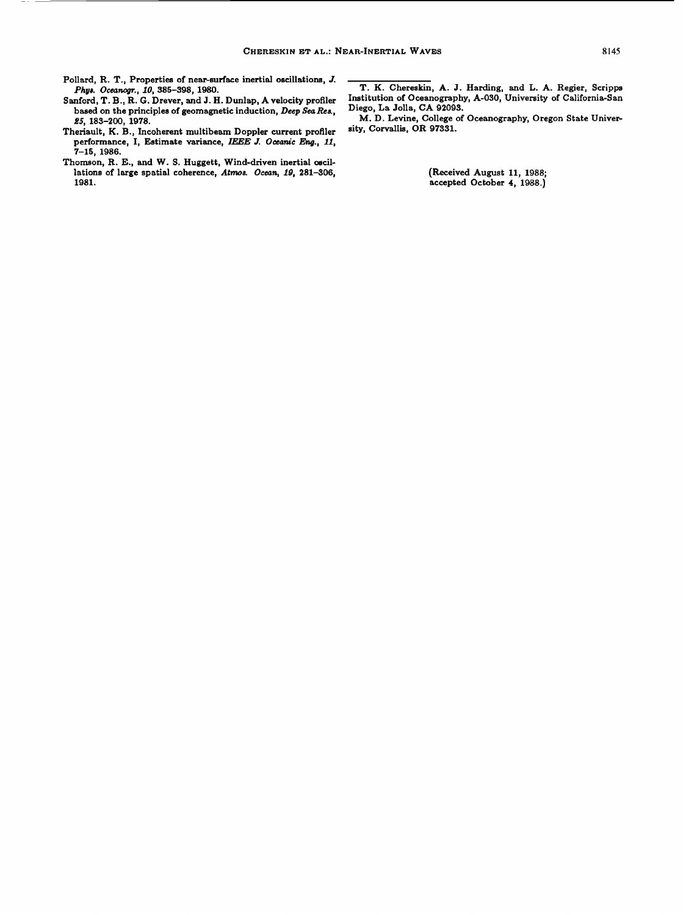Pollard, R. T., Properties of near-surface inertial oscillations, *J. Phys. Oceanogr.*, *10*, 385–398, 1980.

Sanford, T. B., R. G. Drever, and J. H. Dunlap, A velocity profiler based on the principles of geomagnetic induction, *Deep Sea Res.*, *25*, 183–200, 1978.

Theriault, K. B., Incoherent multibeam Doppler current profiler performance, I, Estimate variance, *IEEE J. Oceanic Eng.*, *11*, 7–15, 1986.

Thomson, R. E., and W. S. Huggett, Wind-driven inertial oscillations of large spatial coherence, *Atmos. Ocean*, *19*, 281–306, 1981.

---

T. K. Chereskin, A. J. Harding, and L. A. Regier, Scripps Institution of Oceanography, A-030, University of California-San Diego, La Jolla, CA 92093.

M. D. Levine, College of Oceanography, Oregon State University, Corvallis, OR 97331.

(Received August 11, 1988;
accepted October 4, 1988.)